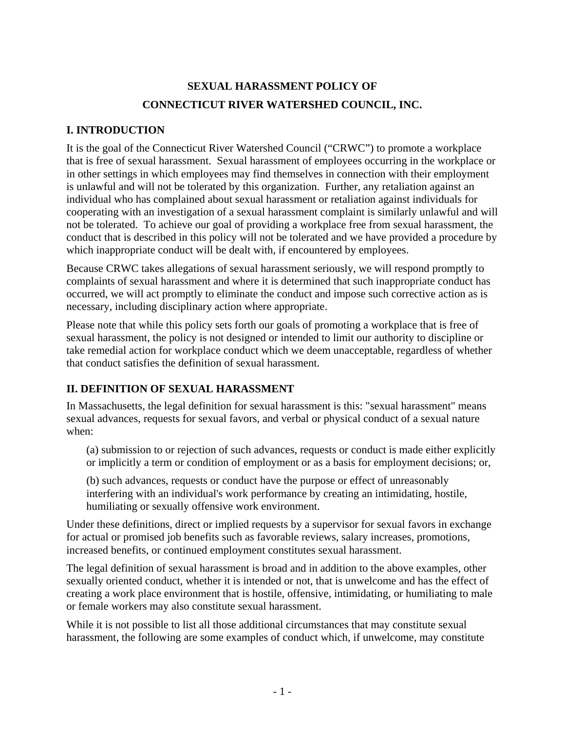# SEXUAL HARASSMENT POLICY OF
# CONNECTICUT RIVER WATERSHED COUNCIL, INC.

## I. INTRODUCTION

It is the goal of the Connecticut River Watershed Council ("CRWC") to promote a workplace that is free of sexual harassment. Sexual harassment of employees occurring in the workplace or in other settings in which employees may find themselves in connection with their employment is unlawful and will not be tolerated by this organization. Further, any retaliation against an individual who has complained about sexual harassment or retaliation against individuals for cooperating with an investigation of a sexual harassment complaint is similarly unlawful and will not be tolerated. To achieve our goal of providing a workplace free from sexual harassment, the conduct that is described in this policy will not be tolerated and we have provided a procedure by which inappropriate conduct will be dealt with, if encountered by employees.

Because CRWC takes allegations of sexual harassment seriously, we will respond promptly to complaints of sexual harassment and where it is determined that such inappropriate conduct has occurred, we will act promptly to eliminate the conduct and impose such corrective action as is necessary, including disciplinary action where appropriate.

Please note that while this policy sets forth our goals of promoting a workplace that is free of sexual harassment, the policy is not designed or intended to limit our authority to discipline or take remedial action for workplace conduct which we deem unacceptable, regardless of whether that conduct satisfies the definition of sexual harassment.

## II. DEFINITION OF SEXUAL HARASSMENT

In Massachusetts, the legal definition for sexual harassment is this: "sexual harassment" means sexual advances, requests for sexual favors, and verbal or physical conduct of a sexual nature when:

> (a) submission to or rejection of such advances, requests or conduct is made either explicitly or implicitly a term or condition of employment or as a basis for employment decisions; or,
>
> (b) such advances, requests or conduct have the purpose or effect of unreasonably interfering with an individual's work performance by creating an intimidating, hostile, humiliating or sexually offensive work environment.

Under these definitions, direct or implied requests by a supervisor for sexual favors in exchange for actual or promised job benefits such as favorable reviews, salary increases, promotions, increased benefits, or continued employment constitutes sexual harassment.

The legal definition of sexual harassment is broad and in addition to the above examples, other sexually oriented conduct, whether it is intended or not, that is unwelcome and has the effect of creating a work place environment that is hostile, offensive, intimidating, or humiliating to male or female workers may also constitute sexual harassment.

While it is not possible to list all those additional circumstances that may constitute sexual harassment, the following are some examples of conduct which, if unwelcome, may constitute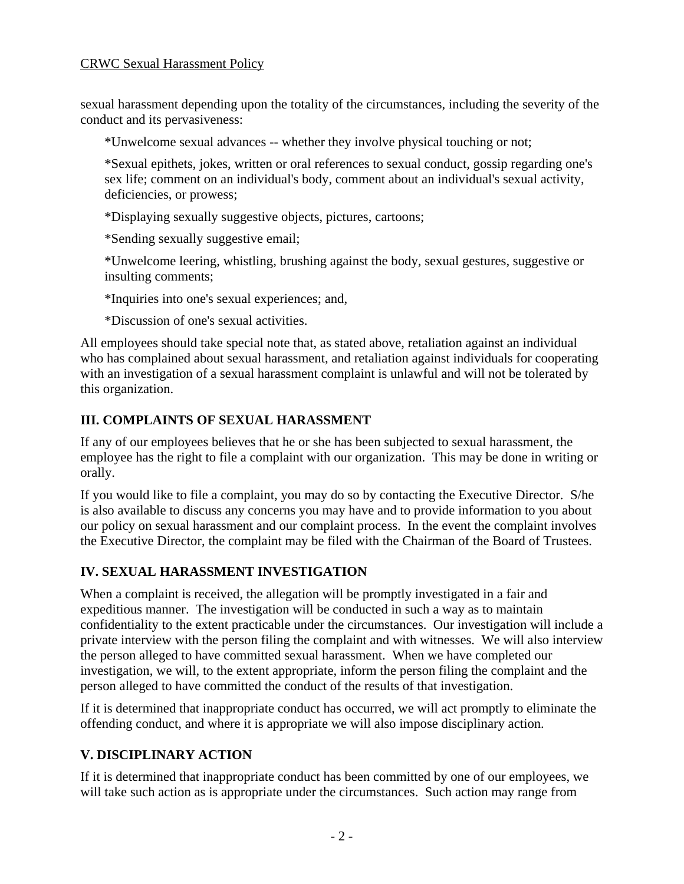sexual harassment depending upon the totality of the circumstances, including the severity of the conduct and its pervasiveness:

*Unwelcome sexual advances -- whether they involve physical touching or not;

*Sexual epithets, jokes, written or oral references to sexual conduct, gossip regarding one's sex life; comment on an individual's body, comment about an individual's sexual activity, deficiencies, or prowess;

*Displaying sexually suggestive objects, pictures, cartoons;

*Sending sexually suggestive email;

*Unwelcome leering, whistling, brushing against the body, sexual gestures, suggestive or insulting comments;

*Inquiries into one's sexual experiences; and,

*Discussion of one's sexual activities.

All employees should take special note that, as stated above, retaliation against an individual who has complained about sexual harassment, and retaliation against individuals for cooperating with an investigation of a sexual harassment complaint is unlawful and will not be tolerated by this organization.

## III. COMPLAINTS OF SEXUAL HARASSMENT

If any of our employees believes that he or she has been subjected to sexual harassment, the employee has the right to file a complaint with our organization. This may be done in writing or orally.

If you would like to file a complaint, you may do so by contacting the Executive Director. S/he is also available to discuss any concerns you may have and to provide information to you about our policy on sexual harassment and our complaint process. In the event the complaint involves the Executive Director, the complaint may be filed with the Chairman of the Board of Trustees.

## IV. SEXUAL HARASSMENT INVESTIGATION

When a complaint is received, the allegation will be promptly investigated in a fair and expeditious manner. The investigation will be conducted in such a way as to maintain confidentiality to the extent practicable under the circumstances. Our investigation will include a private interview with the person filing the complaint and with witnesses. We will also interview the person alleged to have committed sexual harassment. When we have completed our investigation, we will, to the extent appropriate, inform the person filing the complaint and the person alleged to have committed the conduct of the results of that investigation.

If it is determined that inappropriate conduct has occurred, we will act promptly to eliminate the offending conduct, and where it is appropriate we will also impose disciplinary action.

## V. DISCIPLINARY ACTION

If it is determined that inappropriate conduct has been committed by one of our employees, we will take such action as is appropriate under the circumstances. Such action may range from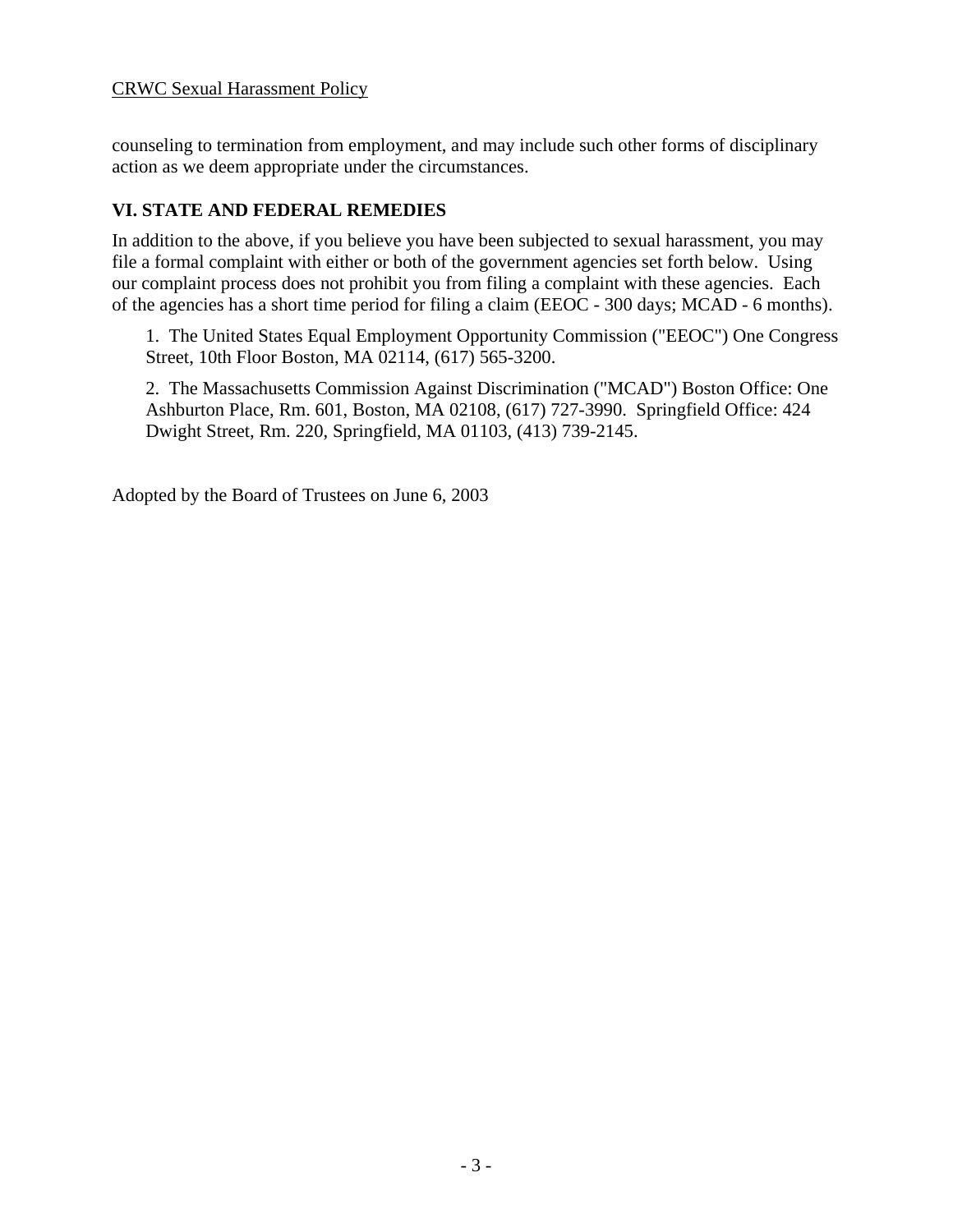counseling to termination from employment, and may include such other forms of disciplinary action as we deem appropriate under the circumstances.

## VI. STATE AND FEDERAL REMEDIES

In addition to the above, if you believe you have been subjected to sexual harassment, you may file a formal complaint with either or both of the government agencies set forth below. Using our complaint process does not prohibit you from filing a complaint with these agencies. Each of the agencies has a short time period for filing a claim (EEOC - 300 days; MCAD - 6 months).

1. The United States Equal Employment Opportunity Commission ("EEOC") One Congress Street, 10th Floor Boston, MA 02114, (617) 565-3200.

2. The Massachusetts Commission Against Discrimination ("MCAD") Boston Office: One Ashburton Place, Rm. 601, Boston, MA 02108, (617) 727-3990. Springfield Office: 424 Dwight Street, Rm. 220, Springfield, MA 01103, (413) 739-2145.

Adopted by the Board of Trustees on June 6, 2003